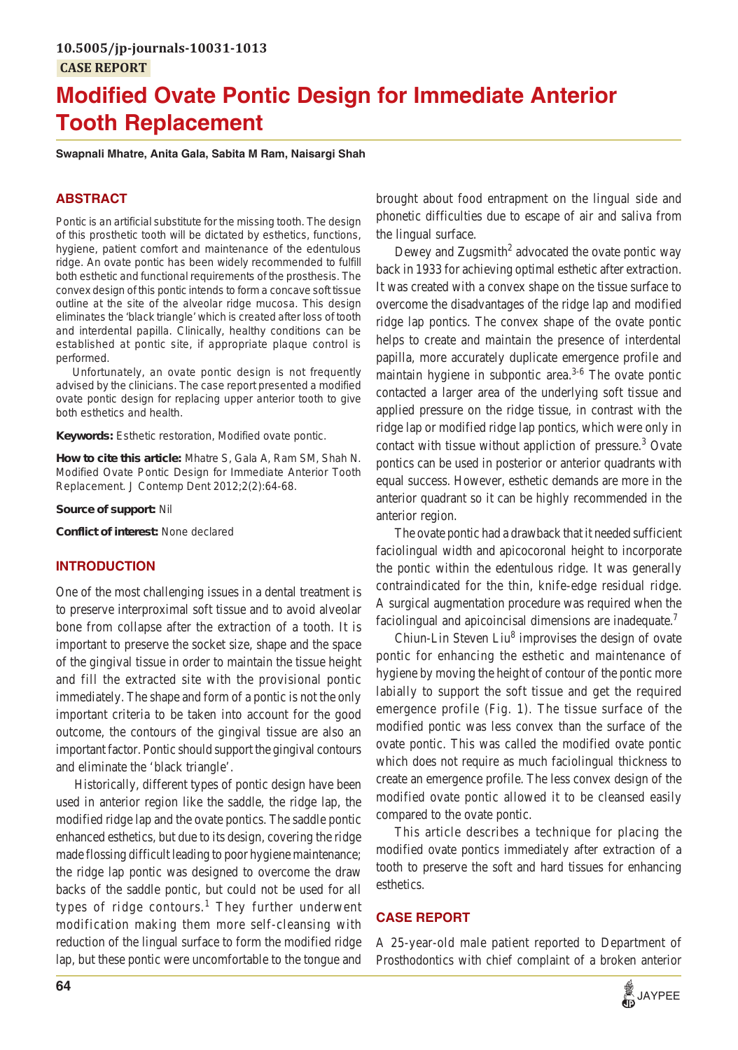10.5005/jp-journals-10031-1013

CASE REPORT

# Modified Ovate Pontic Design for Immediate Anterior Tooth Replacement

**Swapnali Mhatre, Anita Gala, Sabita M Ram, Naisargi Shah**

## ABSTRACT

Pontic is an artificial substitute for the missing tooth. The design of this prosthetic tooth will be dictated by esthetics, functions, hygiene, patient comfort and maintenance of the edentulous ridge. An ovate pontic has been widely recommended to fulfill both esthetic and functional requirements of the prosthesis. The convex design of this pontic intends to form a concave soft tissue outline at the site of the alveolar ridge mucosa. This design eliminates the 'black triangle' which is created after loss of tooth and interdental papilla. Clinically, healthy conditions can be established at pontic site, if appropriate plaque control is performed.

Unfortunately, an ovate pontic design is not frequently advised by the clinicians. The case report presented a modified ovate pontic design for replacing upper anterior tooth to give both esthetics and health.

**Keywords:** Esthetic restoration, Modified ovate pontic.

**How to cite this article:** Mhatre S, Gala A, Ram SM, Shah N. Modified Ovate Pontic Design for Immediate Anterior Tooth Replacement. J Contemp Dent 2012;2(2):64-68.

**Source of support:** Nil

**Conflict of interest:** None declared

## INTRODUCTION

One of the most challenging issues in a dental treatment is to preserve interproximal soft tissue and to avoid alveolar bone from collapse after the extraction of a tooth. It is important to preserve the socket size, shape and the space of the gingival tissue in order to maintain the tissue height and fill the extracted site with the provisional pontic immediately. The shape and form of a pontic is not the only important criteria to be taken into account for the good outcome, the contours of the gingival tissue are also an important factor. Pontic should support the gingival contours and eliminate the 'black triangle'.

Historically, different types of pontic design have been used in anterior region like the saddle, the ridge lap, the modified ridge lap and the ovate pontics. The saddle pontic enhanced esthetics, but due to its design, covering the ridge made flossing difficult leading to poor hygiene maintenance; the ridge lap pontic was designed to overcome the draw backs of the saddle pontic, but could not be used for all types of ridge contours.[1] They further underwent modification making them more self-cleansing with reduction of the lingual surface to form the modified ridge lap, but these pontic were uncomfortable to the tongue and brought about food entrapment on the lingual side and phonetic difficulties due to escape of air and saliva from the lingual surface.

Dewey and Zugsmith[2] advocated the ovate pontic way back in 1933 for achieving optimal esthetic after extraction. It was created with a convex shape on the tissue surface to overcome the disadvantages of the ridge lap and modified ridge lap pontics. The convex shape of the ovate pontic helps to create and maintain the presence of interdental papilla, more accurately duplicate emergence profile and maintain hygiene in subpontic area.[3-6] The ovate pontic contacted a larger area of the underlying soft tissue and applied pressure on the ridge tissue, in contrast with the ridge lap or modified ridge lap pontics, which were only in contact with tissue without appliction of pressure.[3] Ovate pontics can be used in posterior or anterior quadrants with equal success. However, esthetic demands are more in the anterior quadrant so it can be highly recommended in the anterior region.

The ovate pontic had a drawback that it needed sufficient faciolingual width and apicocoronal height to incorporate the pontic within the edentulous ridge. It was generally contraindicated for the thin, knife-edge residual ridge. A surgical augmentation procedure was required when the faciolingual and apicoincisal dimensions are inadequate.[7]

Chiun-Lin Steven Liu[8] improvises the design of ovate pontic for enhancing the esthetic and maintenance of hygiene by moving the height of contour of the pontic more labially to support the soft tissue and get the required emergence profile (Fig. 1). The tissue surface of the modified pontic was less convex than the surface of the ovate pontic. This was called the modified ovate pontic which does not require as much faciolingual thickness to create an emergence profile. The less convex design of the modified ovate pontic allowed it to be cleansed easily compared to the ovate pontic.

This article describes a technique for placing the modified ovate pontics immediately after extraction of a tooth to preserve the soft and hard tissues for enhancing esthetics.

## CASE REPORT

A 25-year-old male patient reported to Department of Prosthodontics with chief complaint of a broken anterior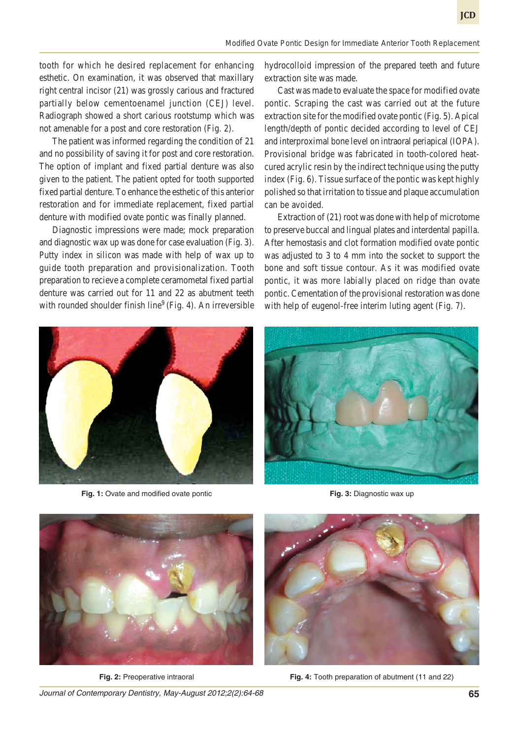tooth for which he desired replacement for enhancing esthetic. On examination, it was observed that maxillary right central incisor (21) was grossly carious and fractured partially below cementoenamel junction (CEJ) level. Radiograph showed a short carious rootstump which was not amenable for a post and core restoration (Fig. 2).

The patient was informed regarding the condition of 21 and no possibility of saving it for post and core restoration. The option of implant and fixed partial denture was also given to the patient. The patient opted for tooth supported fixed partial denture. To enhance the esthetic of this anterior restoration and for immediate replacement, fixed partial denture with modified ovate pontic was finally planned.

Diagnostic impressions were made; mock preparation and diagnostic wax up was done for case evaluation (Fig. 3). Putty index in silicon was made with help of wax up to guide tooth preparation and provisionalization. Tooth preparation to recieve a complete ceramometal fixed partial denture was carried out for 11 and 22 as abutment teeth with rounded shoulder finish line[9] (Fig. 4). An irreversible hydrocolloid impression of the prepared teeth and future extraction site was made.

Cast was made to evaluate the space for modified ovate pontic. Scraping the cast was carried out at the future extraction site for the modified ovate pontic (Fig. 5). Apical length/depth of pontic decided according to level of CEJ and interproximal bone level on intraoral periapical (IOPA). Provisional bridge was fabricated in tooth-colored heat-cured acrylic resin by the indirect technique using the putty index (Fig. 6). Tissue surface of the pontic was kept highly polished so that irritation to tissue and plaque accumulation can be avoided.

Extraction of (21) root was done with help of microtome to preserve buccal and lingual plates and interdental papilla. After hemostasis and clot formation modified ovate pontic was adjusted 3 to 4 mm into the socket to support the bone and soft tissue contour. As it was modified ovate pontic, it was more labially placed on ridge than ovate pontic. Cementation of the provisional restoration was done with help of eugenol-free interim luting agent (Fig. 7).

**Fig. 1:** Ovate and modified ovate pontic

**Fig. 3:** Diagnostic wax up

**Fig. 2:** Preoperative intraoral

**Fig. 4:** Tooth preparation of abutment (11 and 22)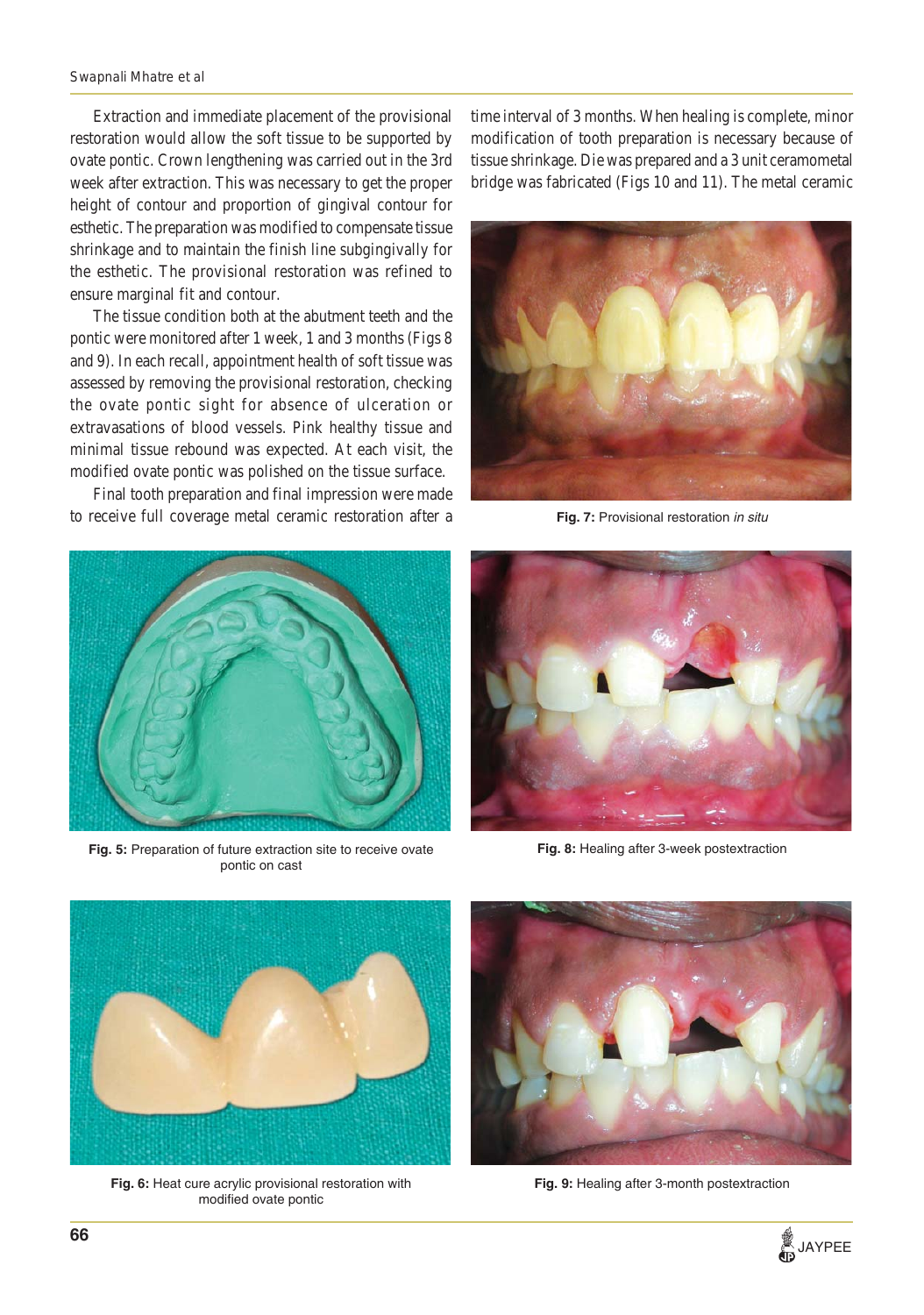Extraction and immediate placement of the provisional restoration would allow the soft tissue to be supported by ovate pontic. Crown lengthening was carried out in the 3rd week after extraction. This was necessary to get the proper height of contour and proportion of gingival contour for esthetic. The preparation was modified to compensate tissue shrinkage and to maintain the finish line subgingivally for the esthetic. The provisional restoration was refined to ensure marginal fit and contour.

The tissue condition both at the abutment teeth and the pontic were monitored after 1 week, 1 and 3 months (Figs 8 and 9). In each recall, appointment health of soft tissue was assessed by removing the provisional restoration, checking the ovate pontic sight for absence of ulceration or extravasations of blood vessels. Pink healthy tissue and minimal tissue rebound was expected. At each visit, the modified ovate pontic was polished on the tissue surface.

Final tooth preparation and final impression were made to receive full coverage metal ceramic restoration after a time interval of 3 months. When healing is complete, minor modification of tooth preparation is necessary because of tissue shrinkage. Die was prepared and a 3 unit ceramometal bridge was fabricated (Figs 10 and 11). The metal ceramic

**Fig. 7:** Provisional restoration *in situ*

**Fig. 5:** Preparation of future extraction site to receive ovate pontic on cast

**Fig. 8:** Healing after 3-week postextraction

**Fig. 6:** Heat cure acrylic provisional restoration with modified ovate pontic

**Fig. 9:** Healing after 3-month postextraction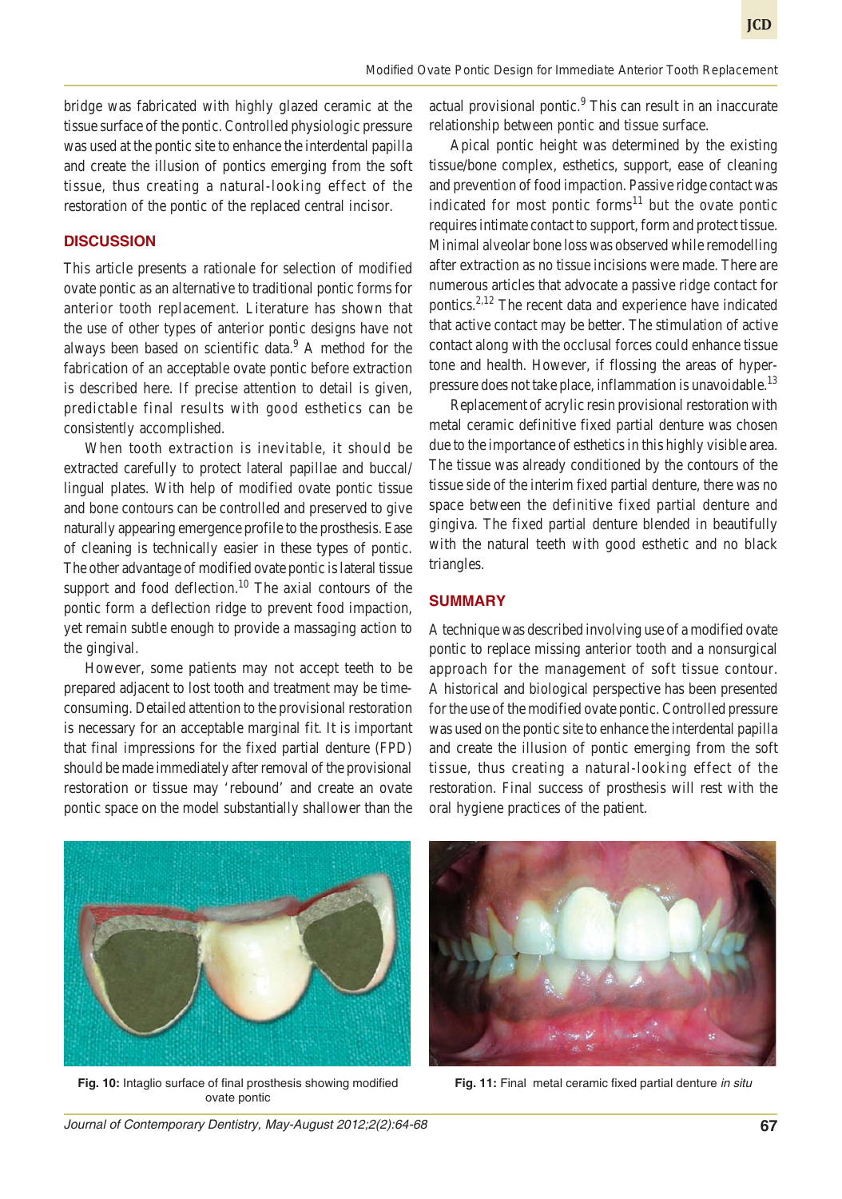bridge was fabricated with highly glazed ceramic at the tissue surface of the pontic. Controlled physiologic pressure was used at the pontic site to enhance the interdental papilla and create the illusion of pontics emerging from the soft tissue, thus creating a natural-looking effect of the restoration of the pontic of the replaced central incisor.

## DISCUSSION

This article presents a rationale for selection of modified ovate pontic as an alternative to traditional pontic forms for anterior tooth replacement. Literature has shown that the use of other types of anterior pontic designs have not always been based on scientific data.[9] A method for the fabrication of an acceptable ovate pontic before extraction is described here. If precise attention to detail is given, predictable final results with good esthetics can be consistently accomplished.

When tooth extraction is inevitable, it should be extracted carefully to protect lateral papillae and buccal/lingual plates. With help of modified ovate pontic tissue and bone contours can be controlled and preserved to give naturally appearing emergence profile to the prosthesis. Ease of cleaning is technically easier in these types of pontic. The other advantage of modified ovate pontic is lateral tissue support and food deflection.[10] The axial contours of the pontic form a deflection ridge to prevent food impaction, yet remain subtle enough to provide a massaging action to the gingival.

However, some patients may not accept teeth to be prepared adjacent to lost tooth and treatment may be time-consuming. Detailed attention to the provisional restoration is necessary for an acceptable marginal fit. It is important that final impressions for the fixed partial denture (FPD) should be made immediately after removal of the provisional restoration or tissue may 'rebound' and create an ovate pontic space on the model substantially shallower than the actual provisional pontic.[9] This can result in an inaccurate relationship between pontic and tissue surface.

Apical pontic height was determined by the existing tissue/bone complex, esthetics, support, ease of cleaning and prevention of food impaction. Passive ridge contact was indicated for most pontic forms[11] but the ovate pontic requires intimate contact to support, form and protect tissue. Minimal alveolar bone loss was observed while remodelling after extraction as no tissue incisions were made. There are numerous articles that advocate a passive ridge contact for pontics.[2,12] The recent data and experience have indicated that active contact may be better. The stimulation of active contact along with the occlusal forces could enhance tissue tone and health. However, if flossing the areas of hyper-pressure does not take place, inflammation is unavoidable.[13]

Replacement of acrylic resin provisional restoration with metal ceramic definitive fixed partial denture was chosen due to the importance of esthetics in this highly visible area. The tissue was already conditioned by the contours of the tissue side of the interim fixed partial denture, there was no space between the definitive fixed partial denture and gingiva. The fixed partial denture blended in beautifully with the natural teeth with good esthetic and no black triangles.

## SUMMARY

A technique was described involving use of a modified ovate pontic to replace missing anterior tooth and a nonsurgical approach for the management of soft tissue contour. A historical and biological perspective has been presented for the use of the modified ovate pontic. Controlled pressure was used on the pontic site to enhance the interdental papilla and create the illusion of pontic emerging from the soft tissue, thus creating a natural-looking effect of the restoration. Final success of prosthesis will rest with the oral hygiene practices of the patient.

**Fig. 10:** Intaglio surface of final prosthesis showing modified ovate pontic

**Fig. 11:** Final metal ceramic fixed partial denture *in situ*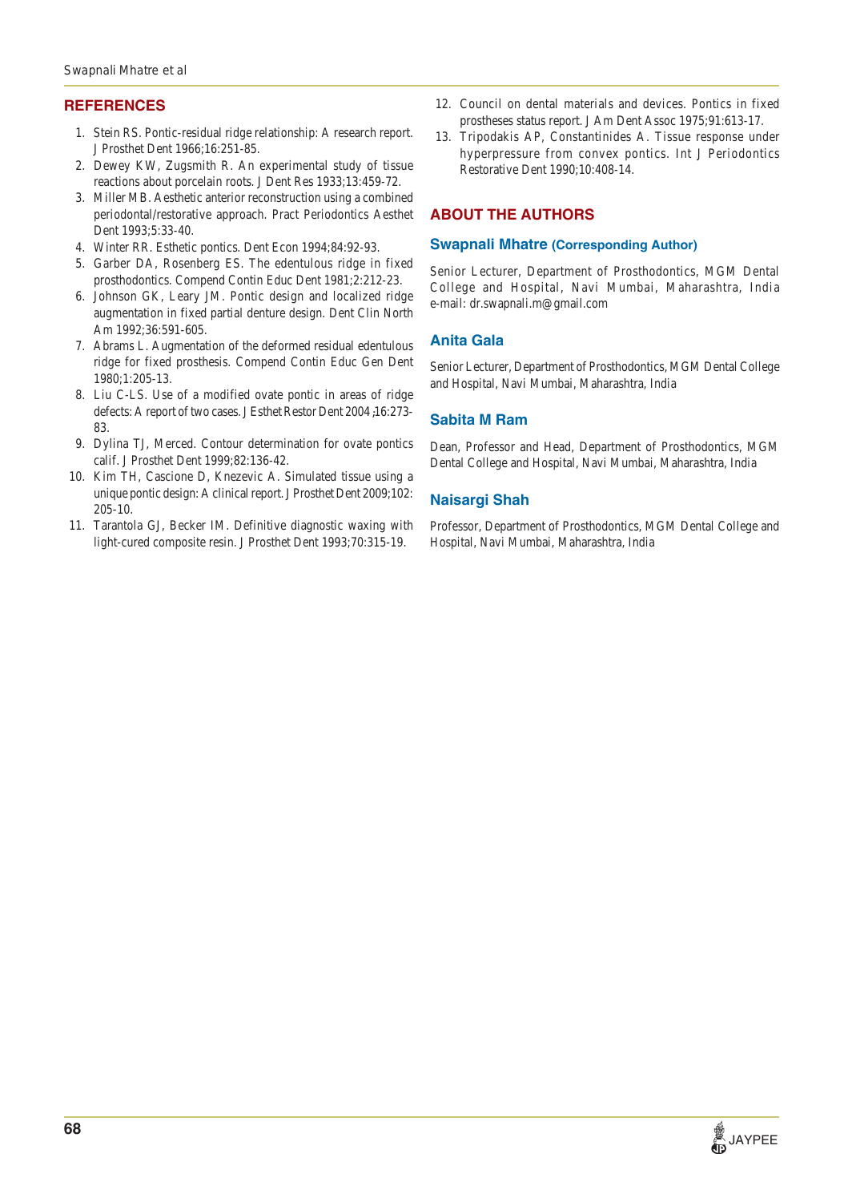## REFERENCES

1. Stein RS. Pontic-residual ridge relationship: A research report. J Prosthet Dent 1966;16:251-85.
2. Dewey KW, Zugsmith R. An experimental study of tissue reactions about porcelain roots. J Dent Res 1933;13:459-72.
3. Miller MB. Aesthetic anterior reconstruction using a combined periodontal/restorative approach. Pract Periodontics Aesthet Dent 1993;5:33-40.
4. Winter RR. Esthetic pontics. Dent Econ 1994;84:92-93.
5. Garber DA, Rosenberg ES. The edentulous ridge in fixed prosthodontics. Compend Contin Educ Dent 1981;2:212-23.
6. Johnson GK, Leary JM. Pontic design and localized ridge augmentation in fixed partial denture design. Dent Clin North Am 1992;36:591-605.
7. Abrams L. Augmentation of the deformed residual edentulous ridge for fixed prosthesis. Compend Contin Educ Gen Dent 1980;1:205-13.
8. Liu C-LS. Use of a modified ovate pontic in areas of ridge defects: A report of two cases. J Esthet Restor Dent 2004 ;16:273-83.
9. Dylina TJ, Merced. Contour determination for ovate pontics calif. J Prosthet Dent 1999;82:136-42.
10. Kim TH, Cascione D, Knezevic A. Simulated tissue using a unique pontic design: A clinical report. J Prosthet Dent 2009;102: 205-10.
11. Tarantola GJ, Becker IM. Definitive diagnostic waxing with light-cured composite resin. J Prosthet Dent 1993;70:315-19.
12. Council on dental materials and devices. Pontics in fixed prostheses status report. J Am Dent Assoc 1975;91:613-17.
13. Tripodakis AP, Constantinides A. Tissue response under hyperpressure from convex pontics. Int J Periodontics Restorative Dent 1990;10:408-14.

## ABOUT THE AUTHORS

### Swapnali Mhatre (Corresponding Author)

Senior Lecturer, Department of Prosthodontics, MGM Dental College and Hospital, Navi Mumbai, Maharashtra, India
e-mail: dr.swapnali.m@gmail.com

### Anita Gala

Senior Lecturer, Department of Prosthodontics, MGM Dental College and Hospital, Navi Mumbai, Maharashtra, India

### Sabita M Ram

Dean, Professor and Head, Department of Prosthodontics, MGM Dental College and Hospital, Navi Mumbai, Maharashtra, India

### Naisargi Shah

Professor, Department of Prosthodontics, MGM Dental College and Hospital, Navi Mumbai, Maharashtra, India